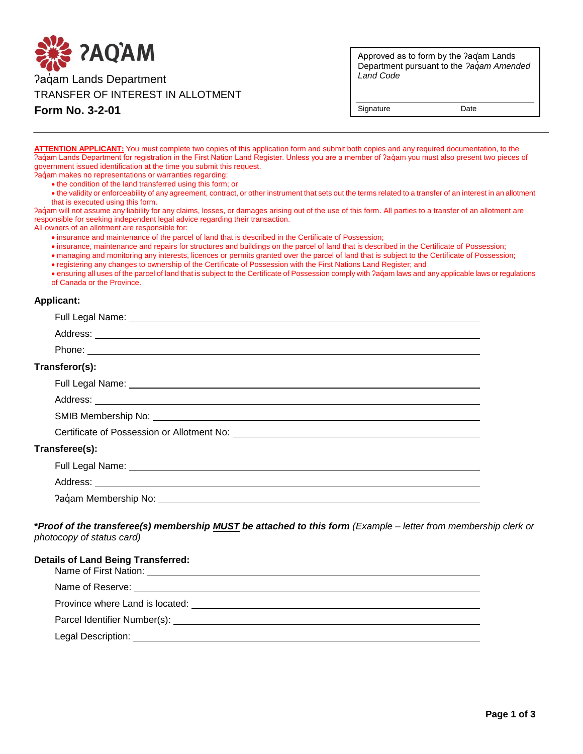# ʔAQ̓AM

ʔaq̓am Lands Department

TRANSFER OF INTEREST IN ALLOTMENT

**Form No. 3-2-01**

| Approved as to form by the ʔaq̓am Lands Department pursuant to the *ʔaq̓am Amended Land Code* | |
|---|---|
| Signature | Date |

**ATTENTION APPLICANT:** You must complete two copies of this application form and submit both copies and any required documentation, to the ʔaq̓am Lands Department for registration in the First Nation Land Register. Unless you are a member of ʔaq̓am you must also present two pieces of government issued identification at the time you submit this request.

ʔaq̓am makes no representations or warranties regarding:

- the condition of the land transferred using this form; or
- the validity or enforceability of any agreement, contract, or other instrument that sets out the terms related to a transfer of an interest in an allotment that is executed using this form.

ʔaq̓am will not assume any liability for any claims, losses, or damages arising out of the use of this form. All parties to a transfer of an allotment are responsible for seeking independent legal advice regarding their transaction.

All owners of an allotment are responsible for:

- insurance and maintenance of the parcel of land that is described in the Certificate of Possession;
- insurance, maintenance and repairs for structures and buildings on the parcel of land that is described in the Certificate of Possession;
- managing and monitoring any interests, licences or permits granted over the parcel of land that is subject to the Certificate of Possession;
- registering any changes to ownership of the Certificate of Possession with the First Nations Land Register; and
- ensuring all uses of the parcel of land that is subject to the Certificate of Possession comply with ʔaq̓am laws and any applicable laws or regulations of Canada or the Province.

**Applicant:**

Full Legal Name: ______________________________

Address: ______________________________

Phone: ______________________________

**Transferor(s):**

Full Legal Name: ______________________________

Address: ______________________________

SMIB Membership No: ______________________________

Certificate of Possession or Allotment No: ______________________________

**Transferee(s):**

Full Legal Name: ______________________________

Address: ______________________________

ʔaq̓am Membership No: ______________________________

***Proof of the transferee(s) membership MUST be attached to this form** *(Example – letter from membership clerk or photocopy of status card)*

**Details of Land Being Transferred:**

Name of First Nation: ______________________________

Name of Reserve: ______________________________

Province where Land is located: ______________________________

Parcel Identifier Number(s): ______________________________

Legal Description: ______________________________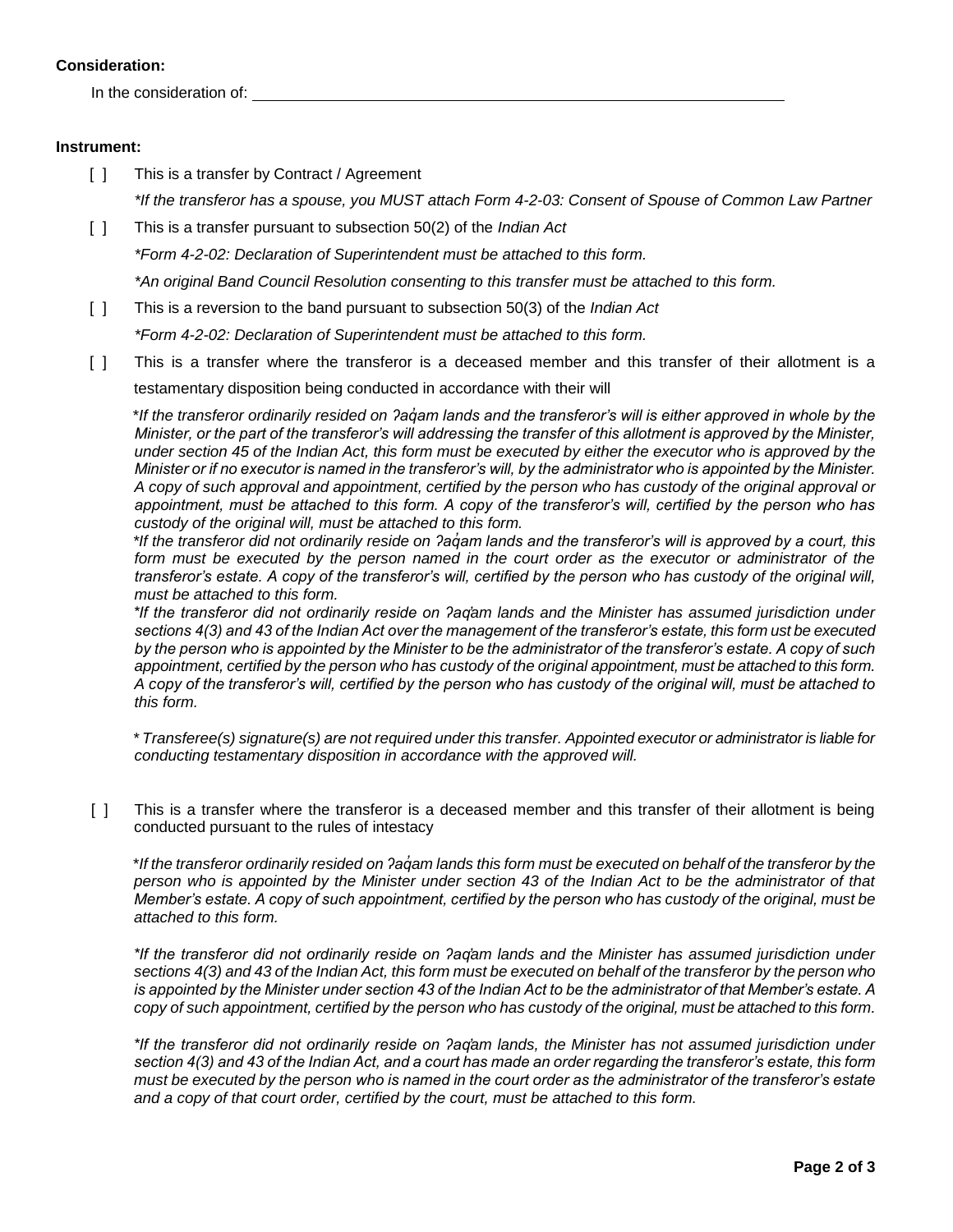**Consideration:**

In the consideration of: ____________________________________________

**Instrument:**

[ ] This is a transfer by Contract / Agreement

*\*If the transferor has a spouse, you MUST attach Form 4-2-03: Consent of Spouse of Common Law Partner*

[ ] This is a transfer pursuant to subsection 50(2) of the *Indian Act*

*\*Form 4-2-02: Declaration of Superintendent must be attached to this form.*

*\*An original Band Council Resolution consenting to this transfer must be attached to this form.*

[ ] This is a reversion to the band pursuant to subsection 50(3) of the *Indian Act*

*\*Form 4-2-02: Declaration of Superintendent must be attached to this form.*

[ ] This is a transfer where the transferor is a deceased member and this transfer of their allotment is a testamentary disposition being conducted in accordance with their will

*\*If the transferor ordinarily resided on ʔaq̓am lands and the transferor's will is either approved in whole by the Minister, or the part of the transferor's will addressing the transfer of this allotment is approved by the Minister, under section 45 of the Indian Act, this form must be executed by either the executor who is approved by the Minister or if no executor is named in the transferor's will, by the administrator who is appointed by the Minister. A copy of such approval and appointment, certified by the person who has custody of the original approval or appointment, must be attached to this form. A copy of the transferor's will, certified by the person who has custody of the original will, must be attached to this form.*

*\*If the transferor did not ordinarily reside on ʔaq̓am lands and the transferor's will is approved by a court, this form must be executed by the person named in the court order as the executor or administrator of the transferor's estate. A copy of the transferor's will, certified by the person who has custody of the original will, must be attached to this form.*

*\*If the transferor did not ordinarily reside on ʔaq̓am lands and the Minister has assumed jurisdiction under sections 4(3) and 43 of the Indian Act over the management of the transferor's estate, this form ust be executed by the person who is appointed by the Minister to be the administrator of the transferor's estate. A copy of such appointment, certified by the person who has custody of the original appointment, must be attached to this form. A copy of the transferor's will, certified by the person who has custody of the original will, must be attached to this form.*

*\* Transferee(s) signature(s) are not required under this transfer. Appointed executor or administrator is liable for conducting testamentary disposition in accordance with the approved will.*

[ ] This is a transfer where the transferor is a deceased member and this transfer of their allotment is being conducted pursuant to the rules of intestacy

*\*If the transferor ordinarily resided on ʔaq̓am lands this form must be executed on behalf of the transferor by the person who is appointed by the Minister under section 43 of the Indian Act to be the administrator of that Member's estate. A copy of such appointment, certified by the person who has custody of the original, must be attached to this form.*

*\*If the transferor did not ordinarily reside on ʔaq̓am lands and the Minister has assumed jurisdiction under sections 4(3) and 43 of the Indian Act, this form must be executed on behalf of the transferor by the person who is appointed by the Minister under section 43 of the Indian Act to be the administrator of that Member's estate. A copy of such appointment, certified by the person who has custody of the original, must be attached to this form.*

*\*If the transferor did not ordinarily reside on ʔaq̓am lands, the Minister has not assumed jurisdiction under section 4(3) and 43 of the Indian Act, and a court has made an order regarding the transferor's estate, this form must be executed by the person who is named in the court order as the administrator of the transferor's estate and a copy of that court order, certified by the court, must be attached to this form.*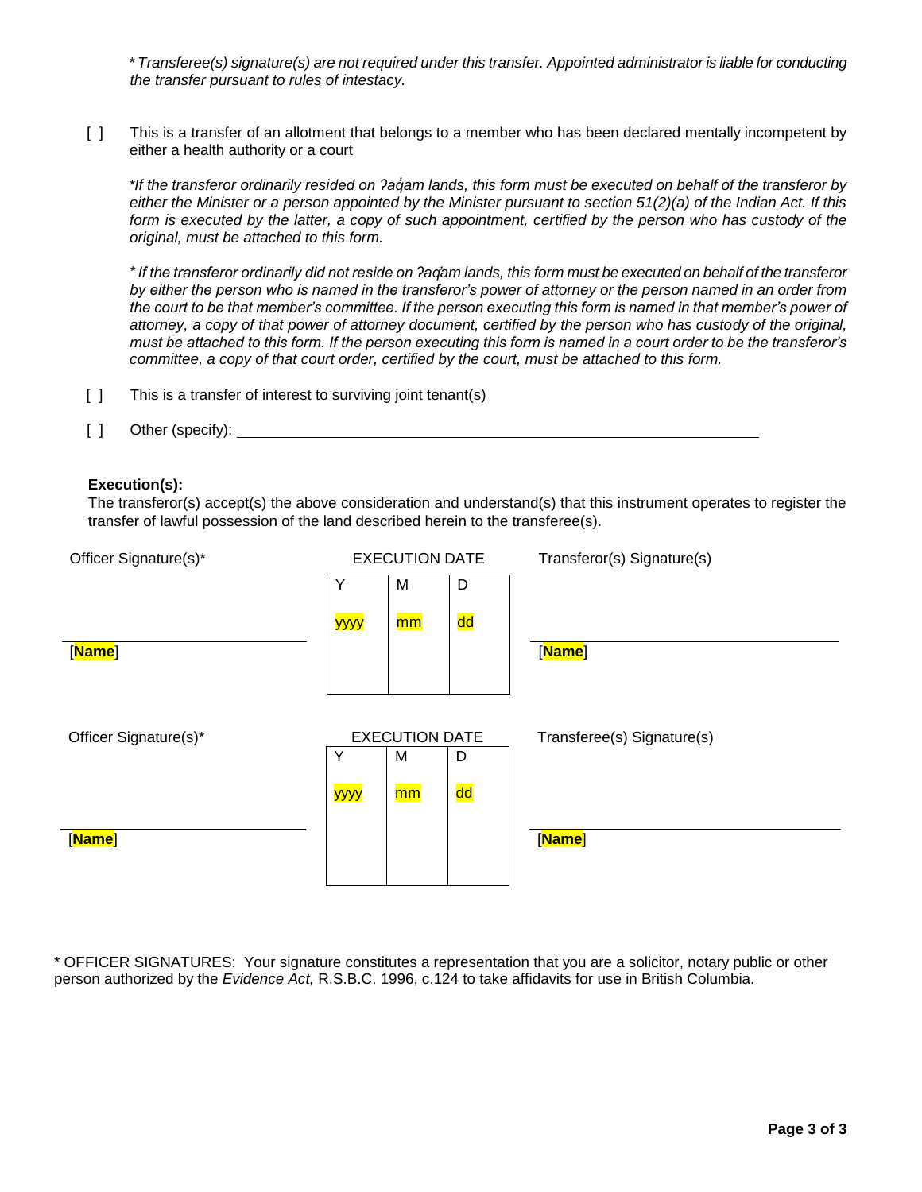*\* Transferee(s) signature(s) are not required under this transfer. Appointed administrator is liable for conducting the transfer pursuant to rules of intestacy.*

[ ] This is a transfer of an allotment that belongs to a member who has been declared mentally incompetent by either a health authority or a court

*\*If the transferor ordinarily resided on ʔaq̓am lands, this form must be executed on behalf of the transferor by either the Minister or a person appointed by the Minister pursuant to section 51(2)(a) of the Indian Act. If this form is executed by the latter, a copy of such appointment, certified by the person who has custody of the original, must be attached to this form.*

*\* If the transferor ordinarily did not reside on ʔaq̓am lands, this form must be executed on behalf of the transferor by either the person who is named in the transferor's power of attorney or the person named in an order from the court to be that member's committee. If the person executing this form is named in that member's power of attorney, a copy of that power of attorney document, certified by the person who has custody of the original, must be attached to this form. If the person executing this form is named in a court order to be the transferor's committee, a copy of that court order, certified by the court, must be attached to this form.*

[ ] This is a transfer of interest to surviving joint tenant(s)

[ ] Other (specify): ______________________________________________

**Execution(s):**

The transferor(s) accept(s) the above consideration and understand(s) that this instrument operates to register the transfer of lawful possession of the land described herein to the transferee(s).

| Officer Signature(s)* | EXECUTION DATE | | | Transferor(s) Signature(s) |
|---|---|---|---|---|
| | Y | M | D | |
| | yyyy | mm | dd | |
| [Name] | | | | [Name] |

| Officer Signature(s)* | EXECUTION DATE | | | Transferee(s) Signature(s) |
|---|---|---|---|---|
| | Y | M | D | |
| | yyyy | mm | dd | |
| [Name] | | | | [Name] |

\* OFFICER SIGNATURES: Your signature constitutes a representation that you are a solicitor, notary public or other person authorized by the *Evidence Act,* R.S.B.C. 1996, c.124 to take affidavits for use in British Columbia.